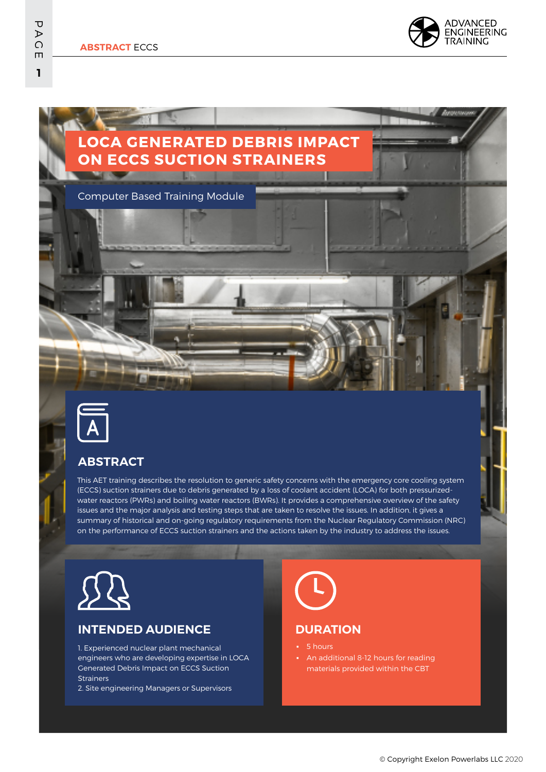# LOCA GENERATED DEBRIS IMPACT ON ECCS SUCTION STRAINERS

Computer Based Training Module

## ABSTRACT

This AET training describes the resolution to generic safety concerns with the emergency core cooling system (ECCS) suction strainers due to debris generated by a loss of coolant accident (LOCA) for both pressurized-water reactors (PWRs) and boiling water reactors (BWRs). It provides a comprehensive overview of the safety issues and the major analysis and testing steps that are taken to resolve the issues. In addition, it gives a summary of historical and on-going regulatory requirements from the Nuclear Regulatory Commission (NRC) on the performance of ECCS suction strainers and the actions taken by the industry to address the issues.

## INTENDED AUDIENCE

1. Experienced nuclear plant mechanical engineers who are developing expertise in LOCA Generated Debris Impact on ECCS Suction Strainers
2. Site engineering Managers or Supervisors

## DURATION

- 5 hours
- An additional 8-12 hours for reading materials provided within the CBT

© Copyright Exelon Powerlabs LLC 2020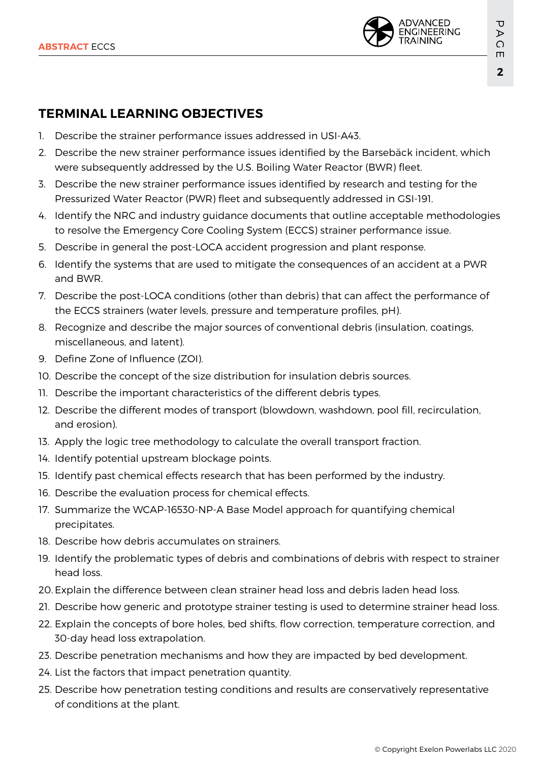## TERMINAL LEARNING OBJECTIVES

1. Describe the strainer performance issues addressed in USI-A43.
2. Describe the new strainer performance issues identified by the Barsebäck incident, which were subsequently addressed by the U.S. Boiling Water Reactor (BWR) fleet.
3. Describe the new strainer performance issues identified by research and testing for the Pressurized Water Reactor (PWR) fleet and subsequently addressed in GSI-191.
4. Identify the NRC and industry guidance documents that outline acceptable methodologies to resolve the Emergency Core Cooling System (ECCS) strainer performance issue.
5. Describe in general the post-LOCA accident progression and plant response.
6. Identify the systems that are used to mitigate the consequences of an accident at a PWR and BWR.
7. Describe the post-LOCA conditions (other than debris) that can affect the performance of the ECCS strainers (water levels, pressure and temperature profiles, pH).
8. Recognize and describe the major sources of conventional debris (insulation, coatings, miscellaneous, and latent).
9. Define Zone of Influence (ZOI).
10. Describe the concept of the size distribution for insulation debris sources.
11. Describe the important characteristics of the different debris types.
12. Describe the different modes of transport (blowdown, washdown, pool fill, recirculation, and erosion).
13. Apply the logic tree methodology to calculate the overall transport fraction.
14. Identify potential upstream blockage points.
15. Identify past chemical effects research that has been performed by the industry.
16. Describe the evaluation process for chemical effects.
17. Summarize the WCAP-16530-NP-A Base Model approach for quantifying chemical precipitates.
18. Describe how debris accumulates on strainers.
19. Identify the problematic types of debris and combinations of debris with respect to strainer head loss.
20. Explain the difference between clean strainer head loss and debris laden head loss.
21. Describe how generic and prototype strainer testing is used to determine strainer head loss.
22. Explain the concepts of bore holes, bed shifts, flow correction, temperature correction, and 30-day head loss extrapolation.
23. Describe penetration mechanisms and how they are impacted by bed development.
24. List the factors that impact penetration quantity.
25. Describe how penetration testing conditions and results are conservatively representative of conditions at the plant.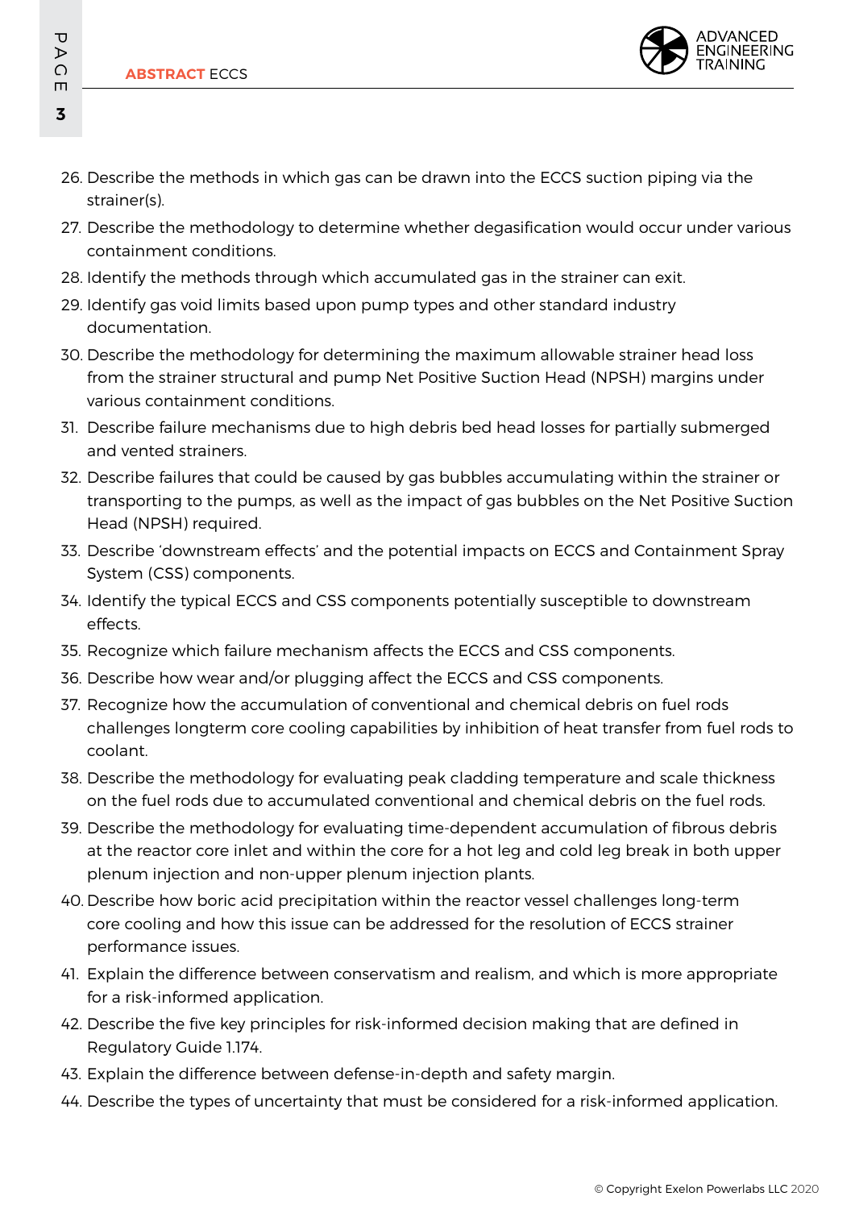26. Describe the methods in which gas can be drawn into the ECCS suction piping via the strainer(s).
27. Describe the methodology to determine whether degasification would occur under various containment conditions.
28. Identify the methods through which accumulated gas in the strainer can exit.
29. Identify gas void limits based upon pump types and other standard industry documentation.
30. Describe the methodology for determining the maximum allowable strainer head loss from the strainer structural and pump Net Positive Suction Head (NPSH) margins under various containment conditions.
31. Describe failure mechanisms due to high debris bed head losses for partially submerged and vented strainers.
32. Describe failures that could be caused by gas bubbles accumulating within the strainer or transporting to the pumps, as well as the impact of gas bubbles on the Net Positive Suction Head (NPSH) required.
33. Describe 'downstream effects' and the potential impacts on ECCS and Containment Spray System (CSS) components.
34. Identify the typical ECCS and CSS components potentially susceptible to downstream effects.
35. Recognize which failure mechanism affects the ECCS and CSS components.
36. Describe how wear and/or plugging affect the ECCS and CSS components.
37. Recognize how the accumulation of conventional and chemical debris on fuel rods challenges longterm core cooling capabilities by inhibition of heat transfer from fuel rods to coolant.
38. Describe the methodology for evaluating peak cladding temperature and scale thickness on the fuel rods due to accumulated conventional and chemical debris on the fuel rods.
39. Describe the methodology for evaluating time-dependent accumulation of fibrous debris at the reactor core inlet and within the core for a hot leg and cold leg break in both upper plenum injection and non-upper plenum injection plants.
40. Describe how boric acid precipitation within the reactor vessel challenges long-term core cooling and how this issue can be addressed for the resolution of ECCS strainer performance issues.
41. Explain the difference between conservatism and realism, and which is more appropriate for a risk-informed application.
42. Describe the five key principles for risk-informed decision making that are defined in Regulatory Guide 1.174.
43. Explain the difference between defense-in-depth and safety margin.
44. Describe the types of uncertainty that must be considered for a risk-informed application.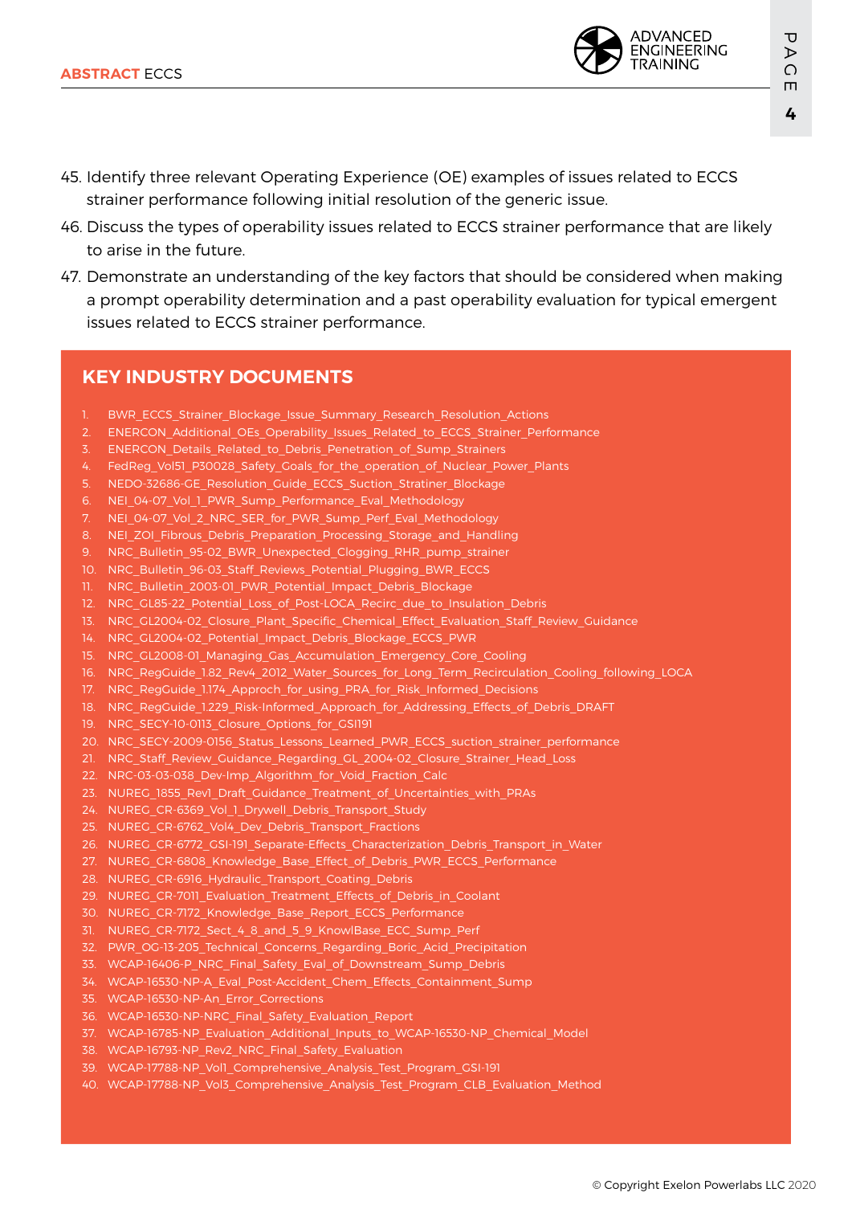45. Identify three relevant Operating Experience (OE) examples of issues related to ECCS strainer performance following initial resolution of the generic issue.
46. Discuss the types of operability issues related to ECCS strainer performance that are likely to arise in the future.
47. Demonstrate an understanding of the key factors that should be considered when making a prompt operability determination and a past operability evaluation for typical emergent issues related to ECCS strainer performance.

## KEY INDUSTRY DOCUMENTS

1. BWR_ECCS_Strainer_Blockage_Issue_Summary_Research_Resolution_Actions
2. ENERCON_Additional_OEs_Operability_Issues_Related_to_ECCS_Strainer_Performance
3. ENERCON_Details_Related_to_Debris_Penetration_of_Sump_Strainers
4. FedReg_Vol51_P30028_Safety_Goals_for_the_operation_of_Nuclear_Power_Plants
5. NEDO-32686-GE_Resolution_Guide_ECCS_Suction_Stratiner_Blockage
6. NEI_04-07_Vol_1_PWR_Sump_Performance_Eval_Methodology
7. NEI_04-07_Vol_2_NRC_SER_for_PWR_Sump_Perf_Eval_Methodology
8. NEI_ZOI_Fibrous_Debris_Preparation_Processing_Storage_and_Handling
9. NRC_Bulletin_95-02_BWR_Unexpected_Clogging_RHR_pump_strainer
10. NRC_Bulletin_96-03_Staff_Reviews_Potential_Plugging_BWR_ECCS
11. NRC_Bulletin_2003-01_PWR_Potential_Impact_Debris_Blockage
12. NRC_GL85-22_Potential_Loss_of_Post-LOCA_Recirc_due_to_Insulation_Debris
13. NRC_GL2004-02_Closure_Plant_Specific_Chemical_Effect_Evaluation_Staff_Review_Guidance
14. NRC_GL2004-02_Potential_Impact_Debris_Blockage_ECCS_PWR
15. NRC_GL2008-01_Managing_Gas_Accumulation_Emergency_Core_Cooling
16. NRC_RegGuide_1.82_Rev4_2012_Water_Sources_for_Long_Term_Recirculation_Cooling_following_LOCA
17. NRC_RegGuide_1.174_Approch_for_using_PRA_for_Risk_Informed_Decisions
18. NRC_RegGuide_1.229_Risk-Informed_Approach_for_Addressing_Effects_of_Debris_DRAFT
19. NRC_SECY-10-0113_Closure_Options_for_GSI191
20. NRC_SECY-2009-0156_Status_Lessons_Learned_PWR_ECCS_suction_strainer_performance
21. NRC_Staff_Review_Guidance_Regarding_GL_2004-02_Closure_Strainer_Head_Loss
22. NRC-03-03-038_Dev-Imp_Algorithm_for_Void_Fraction_Calc
23. NUREG_1855_Rev1_Draft_Guidance_Treatment_of_Uncertainties_with_PRAs
24. NUREG_CR-6369_Vol_1_Drywell_Debris_Transport_Study
25. NUREG_CR-6762_Vol4_Dev_Debris_Transport_Fractions
26. NUREG_CR-6772_GSI-191_Separate-Effects_Characterization_Debris_Transport_in_Water
27. NUREG_CR-6808_Knowledge_Base_Effect_of_Debris_PWR_ECCS_Performance
28. NUREG_CR-6916_Hydraulic_Transport_Coating_Debris
29. NUREG_CR-7011_Evaluation_Treatment_Effects_of_Debris_in_Coolant
30. NUREG_CR-7172_Knowledge_Base_Report_ECCS_Performance
31. NUREG_CR-7172_Sect_4_8_and_5_9_KnowlBase_ECC_Sump_Perf
32. PWR_OG-13-205_Technical_Concerns_Regarding_Boric_Acid_Precipitation
33. WCAP-16406-P_NRC_Final_Safety_Eval_of_Downstream_Sump_Debris
34. WCAP-16530-NP-A_Eval_Post-Accident_Chem_Effects_Containment_Sump
35. WCAP-16530-NP-An_Error_Corrections
36. WCAP-16530-NP-NRC_Final_Safety_Evaluation_Report
37. WCAP-16785-NP_Evaluation_Additional_Inputs_to_WCAP-16530-NP_Chemical_Model
38. WCAP-16793-NP_Rev2_NRC_Final_Safety_Evaluation
39. WCAP-17788-NP_Vol1_Comprehensive_Analysis_Test_Program_GSI-191
40. WCAP-17788-NP_Vol3_Comprehensive_Analysis_Test_Program_CLB_Evaluation_Method

© Copyright Exelon Powerlabs LLC 2020